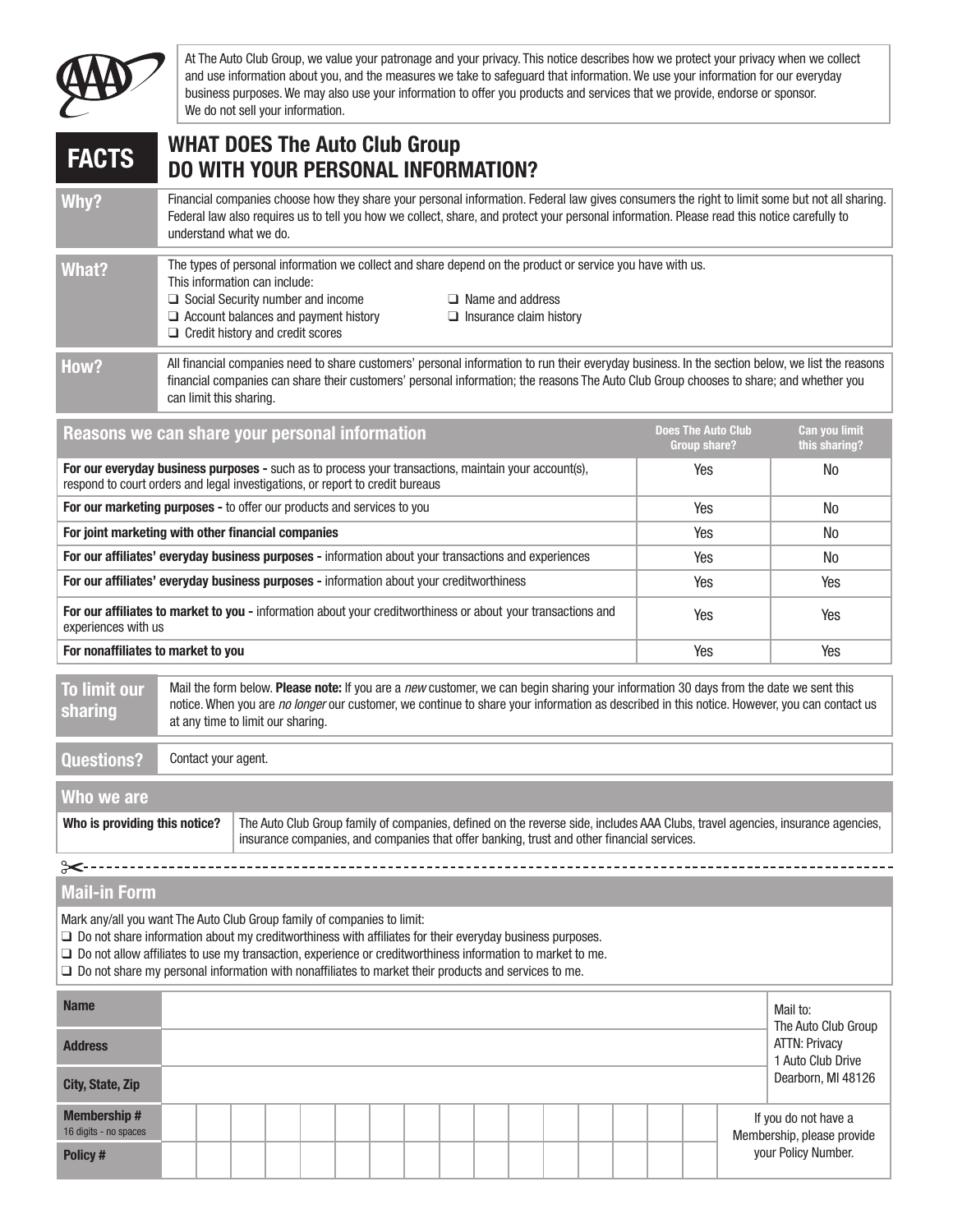At The Auto Club Group, we value your patronage and your privacy. This notice describes how we protect your privacy when we collect and use information about you, and the measures we take to safeguard that information. We use your information for our everyday business purposes. We may also use your information to offer you products and services that we provide, endorse or sponsor. We do not sell your information.

# FACTS — WHAT DOES The Auto Club Group DO WITH YOUR PERSONAL INFORMATION?

| | |
|---|---|
| **Why?** | Financial companies choose how they share your personal information. Federal law gives consumers the right to limit some but not all sharing. Federal law also requires us to tell you how we collect, share, and protect your personal information. Please read this notice carefully to understand what we do. |
| **What?** | The types of personal information we collect and share depend on the product or service you have with us. This information can include:<br>❑ Social Security number and income<br>❑ Name and address<br>❑ Account balances and payment history<br>❑ Insurance claim history<br>❑ Credit history and credit scores |
| **How?** | All financial companies need to share customers' personal information to run their everyday business. In the section below, we list the reasons financial companies can share their customers' personal information; the reasons The Auto Club Group chooses to share; and whether you can limit this sharing. |

| Reasons we can share your personal information | Does The Auto Club Group share? | Can you limit this sharing? |
|---|---|---|
| **For our everyday business purposes -** such as to process your transactions, maintain your account(s), respond to court orders and legal investigations, or report to credit bureaus | Yes | No |
| **For our marketing purposes -** to offer our products and services to you | Yes | No |
| **For joint marketing with other financial companies** | Yes | No |
| **For our affiliates' everyday business purposes -** information about your transactions and experiences | Yes | No |
| **For our affiliates' everyday business purposes -** information about your creditworthiness | Yes | Yes |
| **For our affiliates to market to you -** information about your creditworthiness or about your transactions and experiences with us | Yes | Yes |
| **For nonaffiliates to market to you** | Yes | Yes |

| | |
|---|---|
| **To limit our sharing** | Mail the form below. **Please note:** If you are a *new* customer, we can begin sharing your information 30 days from the date we sent this notice. When you are *no longer* our customer, we continue to share your information as described in this notice. However, you can contact us at any time to limit our sharing. |
| **Questions?** | Contact your agent. |

## Who we are

| | |
|---|---|
| **Who is providing this notice?** | The Auto Club Group family of companies, defined on the reverse side, includes AAA Clubs, travel agencies, insurance agencies, insurance companies, and companies that offer banking, trust and other financial services. |

## Mail-in Form

Mark any/all you want The Auto Club Group family of companies to limit:

❑ Do not share information about my creditworthiness with affiliates for their everyday business purposes.
❑ Do not allow affiliates to use my transaction, experience or creditworthiness information to market to me.
❑ Do not share my personal information with nonaffiliates to market their products and services to me.

| | |
|---|---|
| **Name** | |
| **Address** | |
| **City, State, Zip** | |
| **Membership #** (16 digits - no spaces) | |
| **Policy #** | |

Mail to:
The Auto Club Group
ATTN: Privacy
1 Auto Club Drive
Dearborn, MI 48126

If you do not have a Membership, please provide your Policy Number.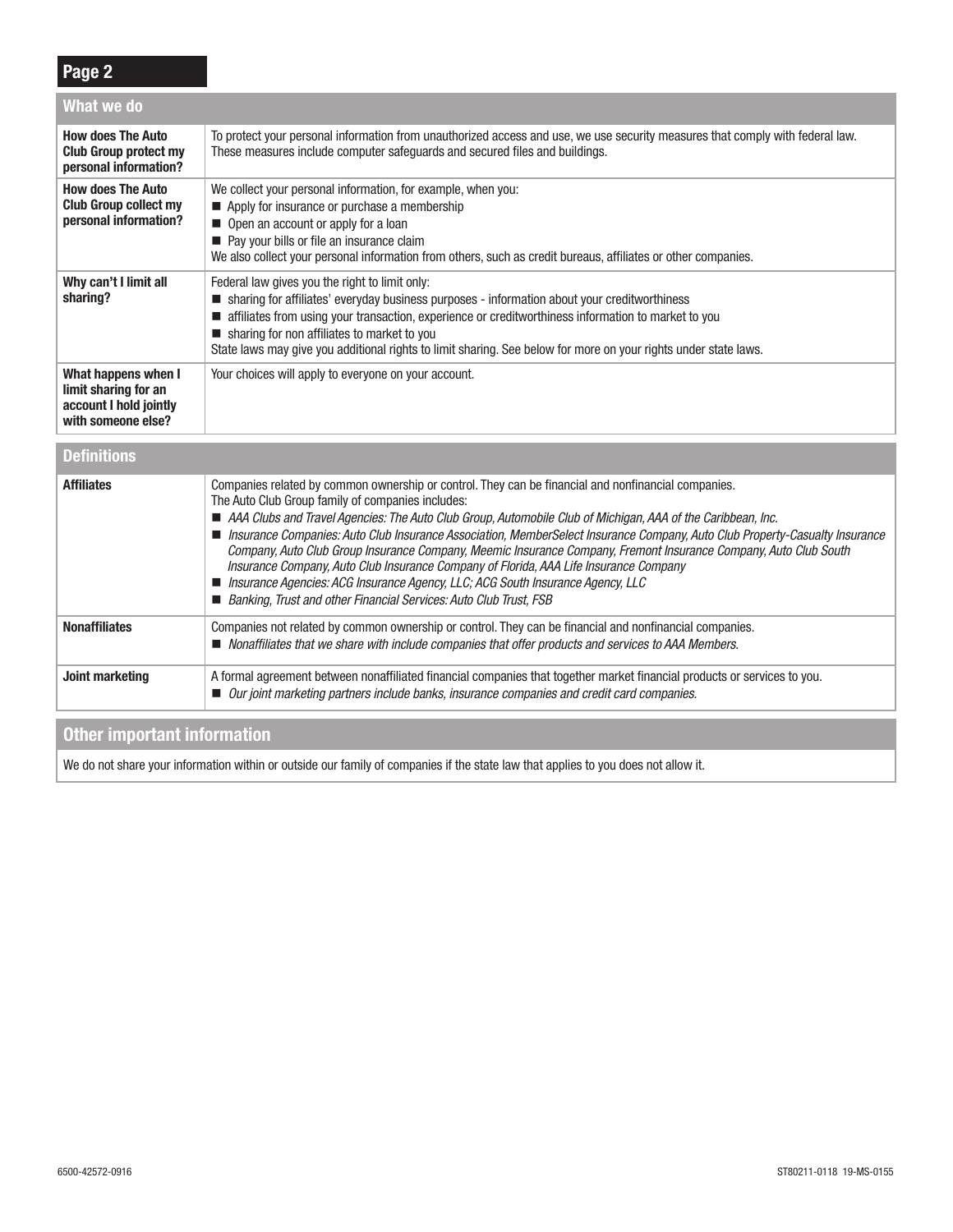## Page 2

| What we do | |
| --- | --- |
| **How does The Auto Club Group protect my personal information?** | To protect your personal information from unauthorized access and use, we use security measures that comply with federal law. These measures include computer safeguards and secured files and buildings. |
| **How does The Auto Club Group collect my personal information?** | We collect your personal information, for example, when you:<br>■ Apply for insurance or purchase a membership<br>■ Open an account or apply for a loan<br>■ Pay your bills or file an insurance claim<br>We also collect your personal information from others, such as credit bureaus, affiliates or other companies. |
| **Why can't I limit all sharing?** | Federal law gives you the right to limit only:<br>■ sharing for affiliates' everyday business purposes - information about your creditworthiness<br>■ affiliates from using your transaction, experience or creditworthiness information to market to you<br>■ sharing for non affiliates to market to you<br>State laws may give you additional rights to limit sharing. See below for more on your rights under state laws. |
| **What happens when I limit sharing for an account I hold jointly with someone else?** | Your choices will apply to everyone on your account. |

| Definitions | |
| --- | --- |
| **Affiliates** | Companies related by common ownership or control. They can be financial and nonfinancial companies.<br>The Auto Club Group family of companies includes:<br>■ *AAA Clubs and Travel Agencies: The Auto Club Group, Automobile Club of Michigan, AAA of the Caribbean, Inc.*<br>■ *Insurance Companies: Auto Club Insurance Association, MemberSelect Insurance Company, Auto Club Property-Casualty Insurance Company, Auto Club Group Insurance Company, Meemic Insurance Company, Fremont Insurance Company, Auto Club South Insurance Company, Auto Club Insurance Company of Florida, AAA Life Insurance Company*<br>■ *Insurance Agencies: ACG Insurance Agency, LLC; ACG South Insurance Agency, LLC*<br>■ *Banking, Trust and other Financial Services: Auto Club Trust, FSB* |
| **Nonaffiliates** | Companies not related by common ownership or control. They can be financial and nonfinancial companies.<br>■ *Nonaffiliates that we share with include companies that offer products and services to AAA Members.* |
| **Joint marketing** | A formal agreement between nonaffiliated financial companies that together market financial products or services to you.<br>■ *Our joint marketing partners include banks, insurance companies and credit card companies.* |

### Other important information

We do not share your information within or outside our family of companies if the state law that applies to you does not allow it.

6500-42572-0916

ST80211-0118 19-MS-0155